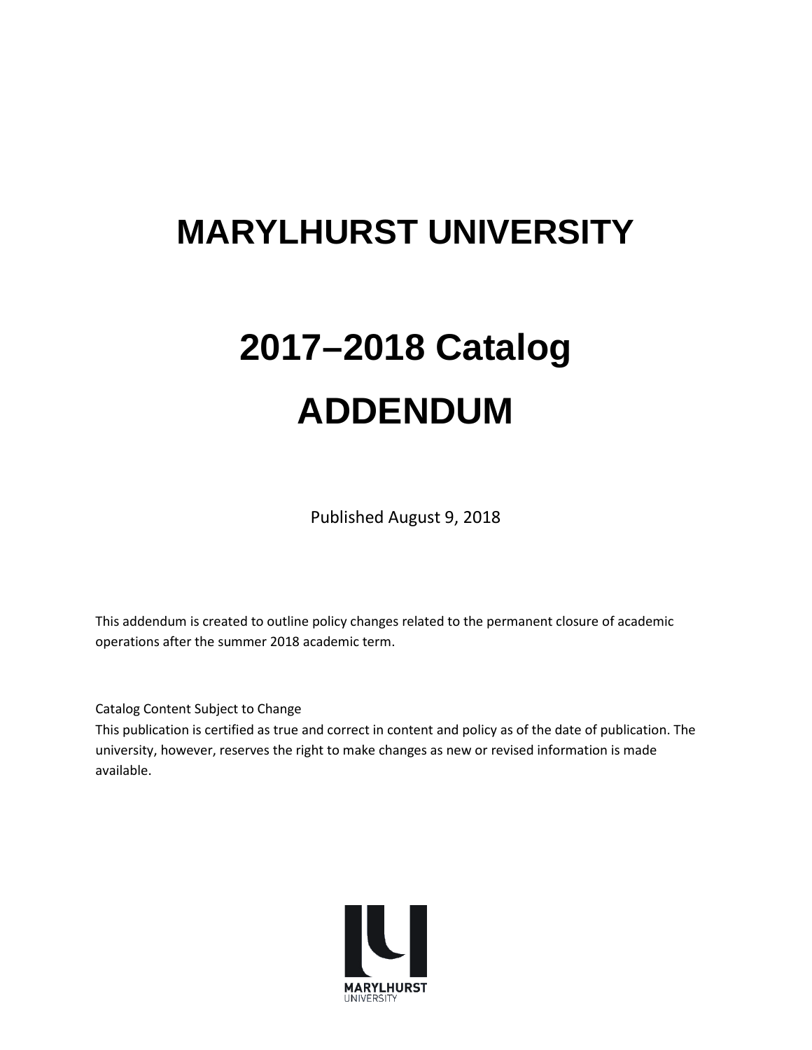# MARYLHURST UNIVERSITY

# 2017–2018 Catalog
# ADDENDUM

Published August 9, 2018

This addendum is created to outline policy changes related to the permanent closure of academic operations after the summer 2018 academic term.

Catalog Content Subject to Change
This publication is certified as true and correct in content and policy as of the date of publication. The university, however, reserves the right to make changes as new or revised information is made available.

MARYLHURST
UNIVERSITY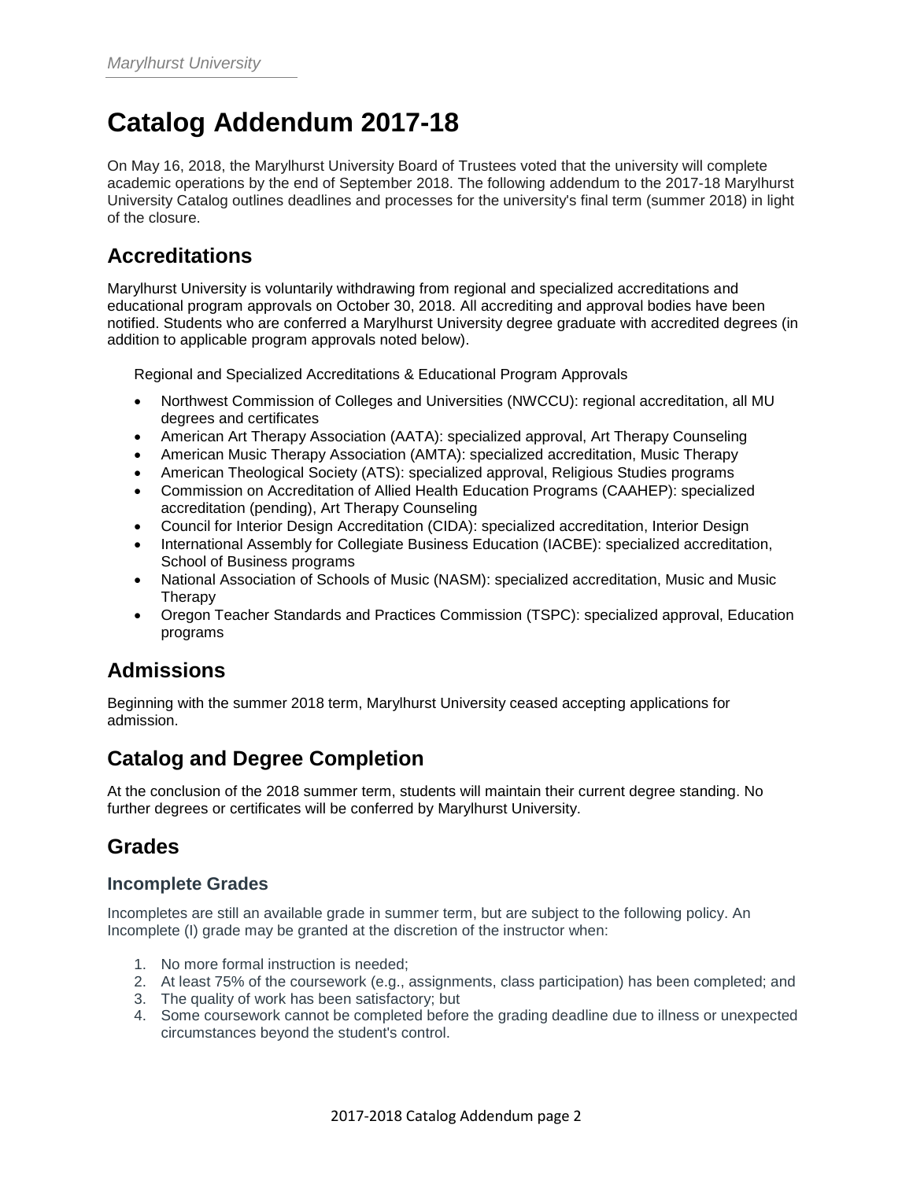# Catalog Addendum 2017-18

On May 16, 2018, the Marylhurst University Board of Trustees voted that the university will complete academic operations by the end of September 2018. The following addendum to the 2017-18 Marylhurst University Catalog outlines deadlines and processes for the university's final term (summer 2018) in light of the closure.

## Accreditations

Marylhurst University is voluntarily withdrawing from regional and specialized accreditations and educational program approvals on October 30, 2018. All accrediting and approval bodies have been notified. Students who are conferred a Marylhurst University degree graduate with accredited degrees (in addition to applicable program approvals noted below).

Regional and Specialized Accreditations & Educational Program Approvals

- Northwest Commission of Colleges and Universities (NWCCU): regional accreditation, all MU degrees and certificates
- American Art Therapy Association (AATA): specialized approval, Art Therapy Counseling
- American Music Therapy Association (AMTA): specialized accreditation, Music Therapy
- American Theological Society (ATS): specialized approval, Religious Studies programs
- Commission on Accreditation of Allied Health Education Programs (CAAHEP): specialized accreditation (pending), Art Therapy Counseling
- Council for Interior Design Accreditation (CIDA): specialized accreditation, Interior Design
- International Assembly for Collegiate Business Education (IACBE): specialized accreditation, School of Business programs
- National Association of Schools of Music (NASM): specialized accreditation, Music and Music Therapy
- Oregon Teacher Standards and Practices Commission (TSPC): specialized approval, Education programs

## Admissions

Beginning with the summer 2018 term, Marylhurst University ceased accepting applications for admission.

## Catalog and Degree Completion

At the conclusion of the 2018 summer term, students will maintain their current degree standing. No further degrees or certificates will be conferred by Marylhurst University.

## Grades

### Incomplete Grades

Incompletes are still an available grade in summer term, but are subject to the following policy. An Incomplete (I) grade may be granted at the discretion of the instructor when:

1. No more formal instruction is needed;
2. At least 75% of the coursework (e.g., assignments, class participation) has been completed; and
3. The quality of work has been satisfactory; but
4. Some coursework cannot be completed before the grading deadline due to illness or unexpected circumstances beyond the student's control.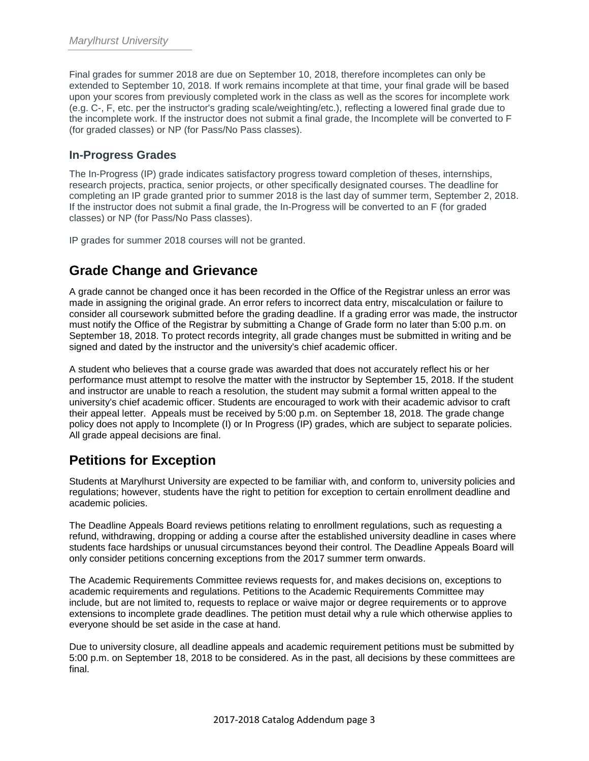Final grades for summer 2018 are due on September 10, 2018, therefore incompletes can only be extended to September 10, 2018. If work remains incomplete at that time, your final grade will be based upon your scores from previously completed work in the class as well as the scores for incomplete work (e.g. C-, F, etc. per the instructor's grading scale/weighting/etc.), reflecting a lowered final grade due to the incomplete work. If the instructor does not submit a final grade, the Incomplete will be converted to F (for graded classes) or NP (for Pass/No Pass classes).

### In-Progress Grades

The In-Progress (IP) grade indicates satisfactory progress toward completion of theses, internships, research projects, practica, senior projects, or other specifically designated courses. The deadline for completing an IP grade granted prior to summer 2018 is the last day of summer term, September 2, 2018. If the instructor does not submit a final grade, the In-Progress will be converted to an F (for graded classes) or NP (for Pass/No Pass classes).

IP grades for summer 2018 courses will not be granted.

## Grade Change and Grievance

A grade cannot be changed once it has been recorded in the Office of the Registrar unless an error was made in assigning the original grade. An error refers to incorrect data entry, miscalculation or failure to consider all coursework submitted before the grading deadline. If a grading error was made, the instructor must notify the Office of the Registrar by submitting a Change of Grade form no later than 5:00 p.m. on September 18, 2018. To protect records integrity, all grade changes must be submitted in writing and be signed and dated by the instructor and the university's chief academic officer.

A student who believes that a course grade was awarded that does not accurately reflect his or her performance must attempt to resolve the matter with the instructor by September 15, 2018. If the student and instructor are unable to reach a resolution, the student may submit a formal written appeal to the university's chief academic officer. Students are encouraged to work with their academic advisor to craft their appeal letter. Appeals must be received by 5:00 p.m. on September 18, 2018. The grade change policy does not apply to Incomplete (I) or In Progress (IP) grades, which are subject to separate policies. All grade appeal decisions are final.

## Petitions for Exception

Students at Marylhurst University are expected to be familiar with, and conform to, university policies and regulations; however, students have the right to petition for exception to certain enrollment deadline and academic policies.

The Deadline Appeals Board reviews petitions relating to enrollment regulations, such as requesting a refund, withdrawing, dropping or adding a course after the established university deadline in cases where students face hardships or unusual circumstances beyond their control. The Deadline Appeals Board will only consider petitions concerning exceptions from the 2017 summer term onwards.

The Academic Requirements Committee reviews requests for, and makes decisions on, exceptions to academic requirements and regulations. Petitions to the Academic Requirements Committee may include, but are not limited to, requests to replace or waive major or degree requirements or to approve extensions to incomplete grade deadlines. The petition must detail why a rule which otherwise applies to everyone should be set aside in the case at hand.

Due to university closure, all deadline appeals and academic requirement petitions must be submitted by 5:00 p.m. on September 18, 2018 to be considered. As in the past, all decisions by these committees are final.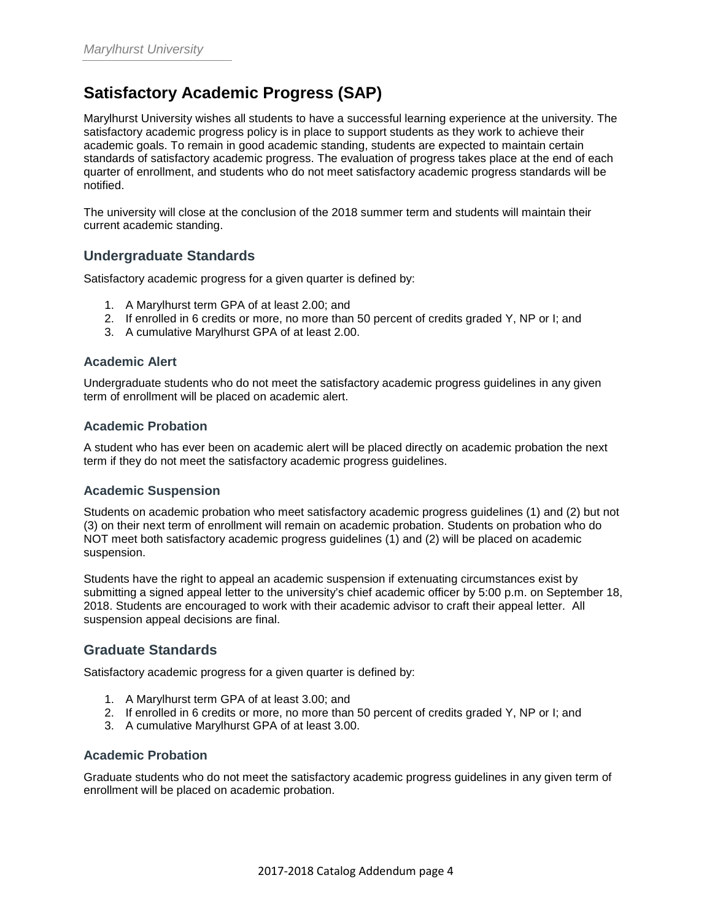# Satisfactory Academic Progress (SAP)

Marylhurst University wishes all students to have a successful learning experience at the university. The satisfactory academic progress policy is in place to support students as they work to achieve their academic goals. To remain in good academic standing, students are expected to maintain certain standards of satisfactory academic progress. The evaluation of progress takes place at the end of each quarter of enrollment, and students who do not meet satisfactory academic progress standards will be notified.

The university will close at the conclusion of the 2018 summer term and students will maintain their current academic standing.

## Undergraduate Standards

Satisfactory academic progress for a given quarter is defined by:

1. A Marylhurst term GPA of at least 2.00; and
2. If enrolled in 6 credits or more, no more than 50 percent of credits graded Y, NP or I; and
3. A cumulative Marylhurst GPA of at least 2.00.

### Academic Alert

Undergraduate students who do not meet the satisfactory academic progress guidelines in any given term of enrollment will be placed on academic alert.

### Academic Probation

A student who has ever been on academic alert will be placed directly on academic probation the next term if they do not meet the satisfactory academic progress guidelines.

### Academic Suspension

Students on academic probation who meet satisfactory academic progress guidelines (1) and (2) but not (3) on their next term of enrollment will remain on academic probation. Students on probation who do NOT meet both satisfactory academic progress guidelines (1) and (2) will be placed on academic suspension.

Students have the right to appeal an academic suspension if extenuating circumstances exist by submitting a signed appeal letter to the university's chief academic officer by 5:00 p.m. on September 18, 2018. Students are encouraged to work with their academic advisor to craft their appeal letter. All suspension appeal decisions are final.

## Graduate Standards

Satisfactory academic progress for a given quarter is defined by:

1. A Marylhurst term GPA of at least 3.00; and
2. If enrolled in 6 credits or more, no more than 50 percent of credits graded Y, NP or I; and
3. A cumulative Marylhurst GPA of at least 3.00.

### Academic Probation

Graduate students who do not meet the satisfactory academic progress guidelines in any given term of enrollment will be placed on academic probation.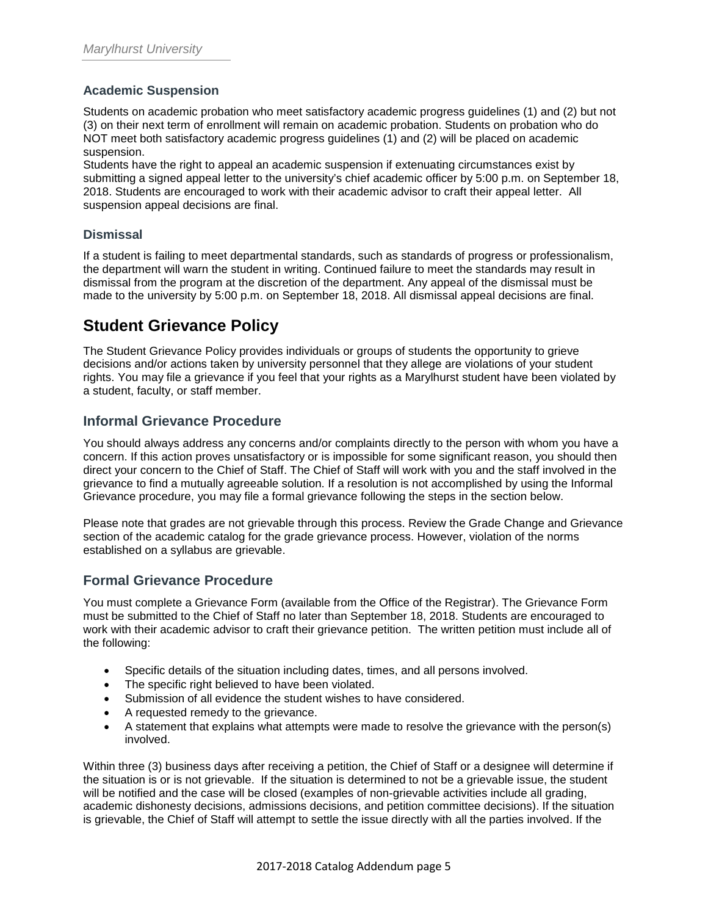### Academic Suspension

Students on academic probation who meet satisfactory academic progress guidelines (1) and (2) but not (3) on their next term of enrollment will remain on academic probation. Students on probation who do NOT meet both satisfactory academic progress guidelines (1) and (2) will be placed on academic suspension.
Students have the right to appeal an academic suspension if extenuating circumstances exist by submitting a signed appeal letter to the university's chief academic officer by 5:00 p.m. on September 18, 2018. Students are encouraged to work with their academic advisor to craft their appeal letter. All suspension appeal decisions are final.

### Dismissal

If a student is failing to meet departmental standards, such as standards of progress or professionalism, the department will warn the student in writing. Continued failure to meet the standards may result in dismissal from the program at the discretion of the department. Any appeal of the dismissal must be made to the university by 5:00 p.m. on September 18, 2018. All dismissal appeal decisions are final.

# Student Grievance Policy

The Student Grievance Policy provides individuals or groups of students the opportunity to grieve decisions and/or actions taken by university personnel that they allege are violations of your student rights. You may file a grievance if you feel that your rights as a Marylhurst student have been violated by a student, faculty, or staff member.

## Informal Grievance Procedure

You should always address any concerns and/or complaints directly to the person with whom you have a concern. If this action proves unsatisfactory or is impossible for some significant reason, you should then direct your concern to the Chief of Staff. The Chief of Staff will work with you and the staff involved in the grievance to find a mutually agreeable solution. If a resolution is not accomplished by using the Informal Grievance procedure, you may file a formal grievance following the steps in the section below.

Please note that grades are not grievable through this process. Review the Grade Change and Grievance section of the academic catalog for the grade grievance process. However, violation of the norms established on a syllabus are grievable.

## Formal Grievance Procedure

You must complete a Grievance Form (available from the Office of the Registrar). The Grievance Form must be submitted to the Chief of Staff no later than September 18, 2018. Students are encouraged to work with their academic advisor to craft their grievance petition. The written petition must include all of the following:

- Specific details of the situation including dates, times, and all persons involved.
- The specific right believed to have been violated.
- Submission of all evidence the student wishes to have considered.
- A requested remedy to the grievance.
- A statement that explains what attempts were made to resolve the grievance with the person(s) involved.

Within three (3) business days after receiving a petition, the Chief of Staff or a designee will determine if the situation is or is not grievable. If the situation is determined to not be a grievable issue, the student will be notified and the case will be closed (examples of non-grievable activities include all grading, academic dishonesty decisions, admissions decisions, and petition committee decisions). If the situation is grievable, the Chief of Staff will attempt to settle the issue directly with all the parties involved. If the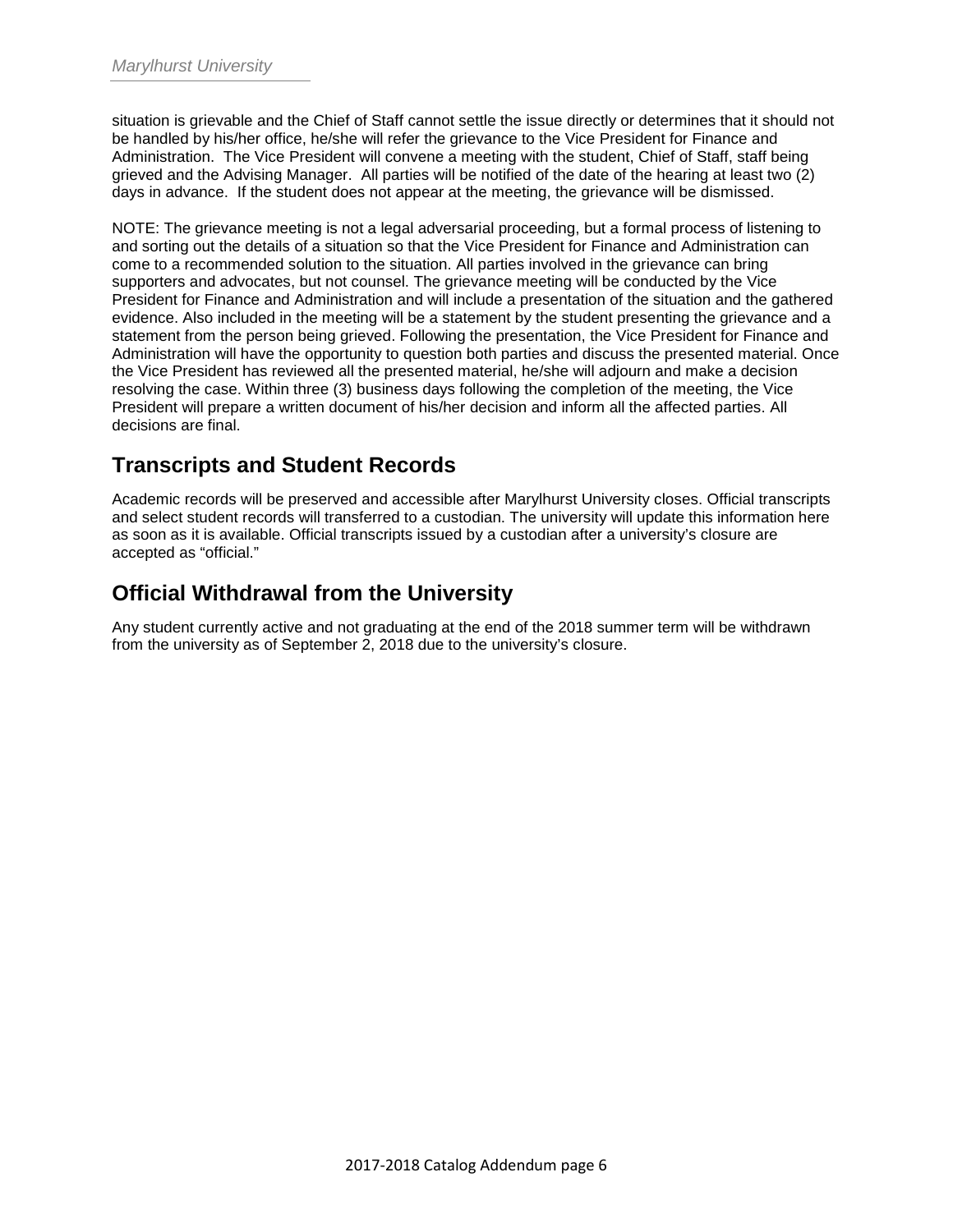situation is grievable and the Chief of Staff cannot settle the issue directly or determines that it should not be handled by his/her office, he/she will refer the grievance to the Vice President for Finance and Administration. The Vice President will convene a meeting with the student, Chief of Staff, staff being grieved and the Advising Manager. All parties will be notified of the date of the hearing at least two (2) days in advance. If the student does not appear at the meeting, the grievance will be dismissed.

NOTE: The grievance meeting is not a legal adversarial proceeding, but a formal process of listening to and sorting out the details of a situation so that the Vice President for Finance and Administration can come to a recommended solution to the situation. All parties involved in the grievance can bring supporters and advocates, but not counsel. The grievance meeting will be conducted by the Vice President for Finance and Administration and will include a presentation of the situation and the gathered evidence. Also included in the meeting will be a statement by the student presenting the grievance and a statement from the person being grieved. Following the presentation, the Vice President for Finance and Administration will have the opportunity to question both parties and discuss the presented material. Once the Vice President has reviewed all the presented material, he/she will adjourn and make a decision resolving the case. Within three (3) business days following the completion of the meeting, the Vice President will prepare a written document of his/her decision and inform all the affected parties. All decisions are final.

## Transcripts and Student Records

Academic records will be preserved and accessible after Marylhurst University closes. Official transcripts and select student records will transferred to a custodian. The university will update this information here as soon as it is available. Official transcripts issued by a custodian after a university's closure are accepted as "official."

## Official Withdrawal from the University

Any student currently active and not graduating at the end of the 2018 summer term will be withdrawn from the university as of September 2, 2018 due to the university's closure.